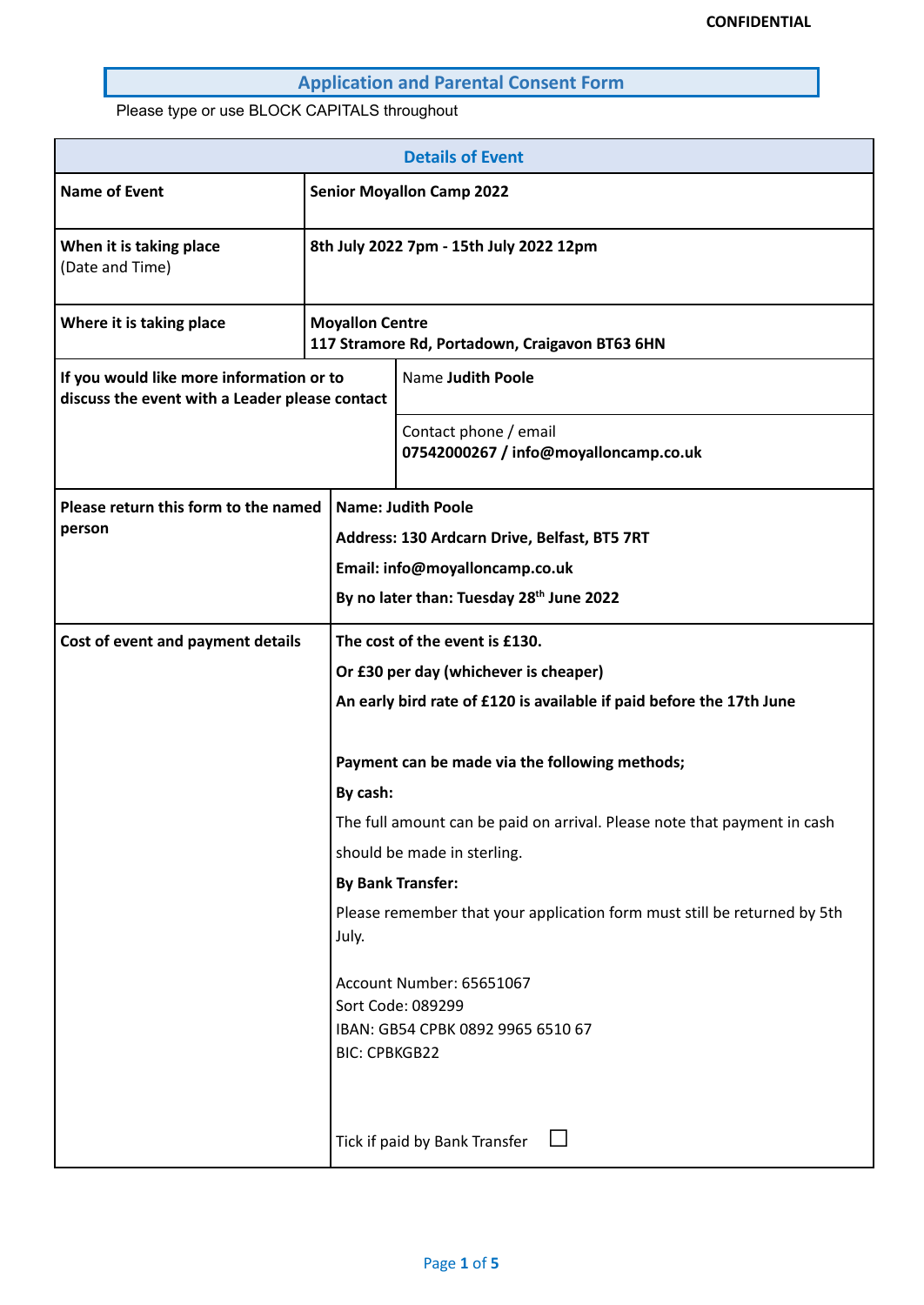CONFIDENTIAL

# Application and Parental Consent Form

Please type or use BLOCK CAPITALS throughout

| Details of Event | | |
|---|---|---|
| **Name of Event** | **Senior Moyallon Camp 2022** | |
| **When it is taking place** (Date and Time) | **8th July 2022 7pm - 15th July 2022 12pm** | |
| **Where it is taking place** | **Moyallon Centre**<br>**117 Stramore Rd, Portadown, Craigavon BT63 6HN** | |
| **If you would like more information or to discuss the event with a Leader please contact** | Name **Judith Poole** | |
| | Contact phone / email<br>**07542000267 / info@moyalloncamp.co.uk** | |
| **Please return this form to the named person** | **Name: Judith Poole**<br>**Address: 130 Ardcarn Drive, Belfast, BT5 7RT**<br>**Email: info@moyalloncamp.co.uk**<br>**By no later than: Tuesday 28th June 2022** | |
| **Cost of event and payment details** | **The cost of the event is £130.**<br>**Or £30 per day (whichever is cheaper)**<br>**An early bird rate of £120 is available if paid before the 17th June**<br><br>**Payment can be made via the following methods;**<br>**By cash:**<br>The full amount can be paid on arrival. Please note that payment in cash should be made in sterling.<br>**By Bank Transfer:**<br>Please remember that your application form must still be returned by 5th July.<br><br>Account Number: 65651067<br>Sort Code: 089299<br>IBAN: GB54 CPBK 0892 9965 6510 67<br>BIC: CPBKGB22<br><br>Tick if paid by Bank Transfer ☐ | |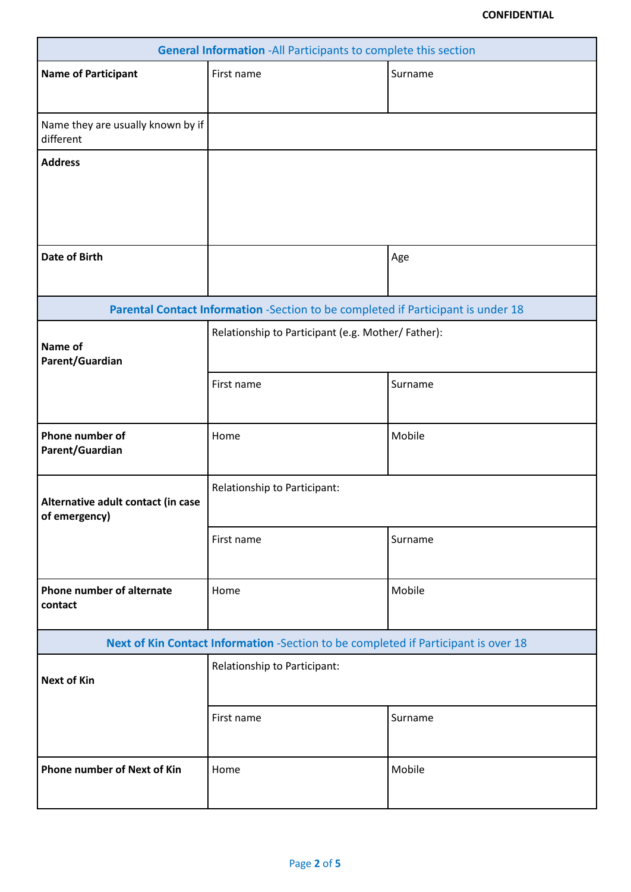CONFIDENTIAL

| **General Information** -All Participants to complete this section | | |
|---|---|---|
| **Name of Participant** | First name | Surname |
| Name they are usually known by if different | | |
| **Address** | | |
| **Date of Birth** | | Age |
| **Parental Contact Information** -Section to be completed if Participant is under 18 | | |
| **Name of Parent/Guardian** | Relationship to Participant (e.g. Mother/ Father): | |
| | First name | Surname |
| **Phone number of Parent/Guardian** | Home | Mobile |
| **Alternative adult contact (in case of emergency)** | Relationship to Participant: | |
| | First name | Surname |
| **Phone number of alternate contact** | Home | Mobile |
| **Next of Kin Contact Information** -Section to be completed if Participant is over 18 | | |
| **Next of Kin** | Relationship to Participant: | |
| | First name | Surname |
| **Phone number of Next of Kin** | Home | Mobile |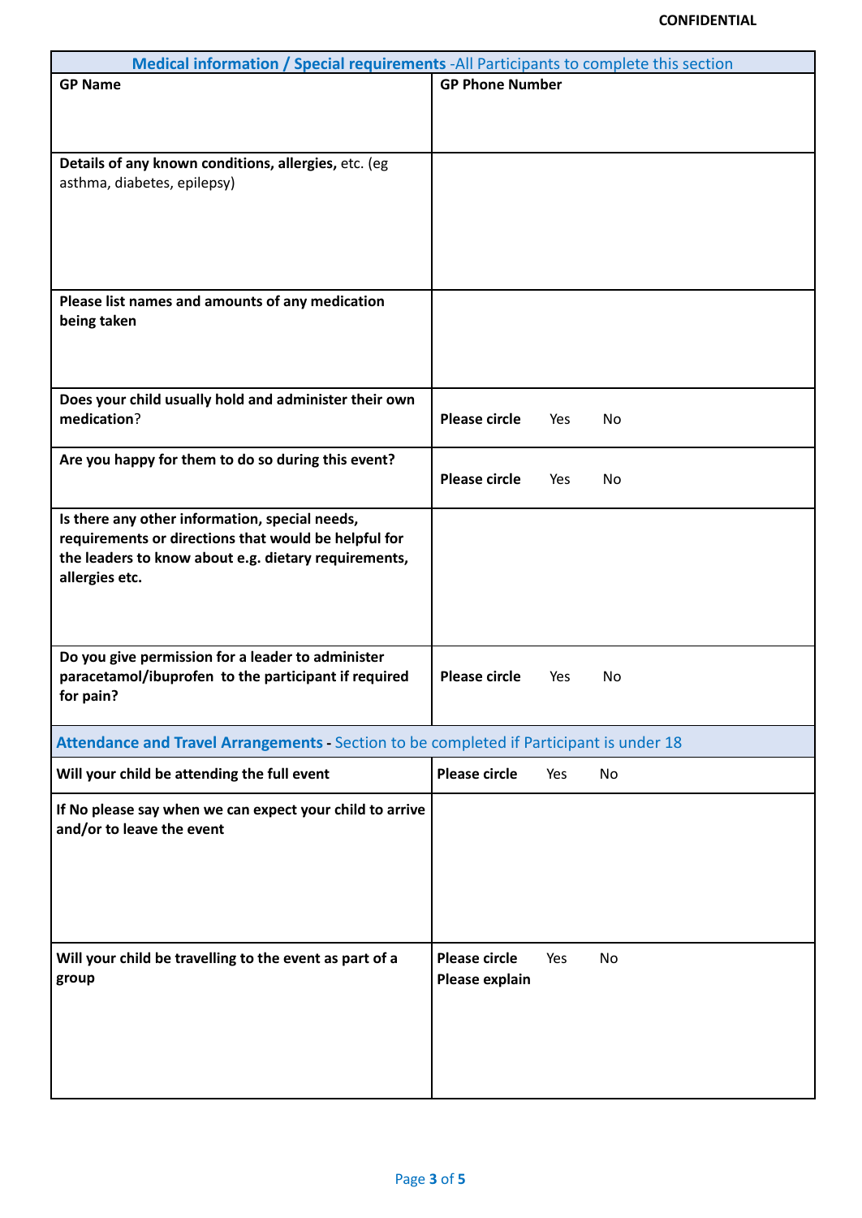CONFIDENTIAL

| **Medical information / Special requirements** -All Participants to complete this section | |
|---|---|
| **GP Name** | **GP Phone Number** |
| **Details of any known conditions, allergies,** etc. (eg asthma, diabetes, epilepsy) | |
| **Please list names and amounts of any medication being taken** | |
| **Does your child usually hold and administer their own medication**? | **Please circle** Yes No |
| **Are you happy for them to do so during this event?** | **Please circle** Yes No |
| **Is there any other information, special needs, requirements or directions that would be helpful for the leaders to know about e.g. dietary requirements, allergies etc.** | |
| **Do you give permission for a leader to administer paracetamol/ibuprofen to the participant if required for pain?** | **Please circle** Yes No |
| **Attendance and Travel Arrangements -** Section to be completed if Participant is under 18 | |
| **Will your child be attending the full event** | **Please circle** Yes No |
| **If No please say when we can expect your child to arrive and/or to leave the event** | |
| **Will your child be travelling to the event as part of a group** | **Please circle** Yes No<br>**Please explain** |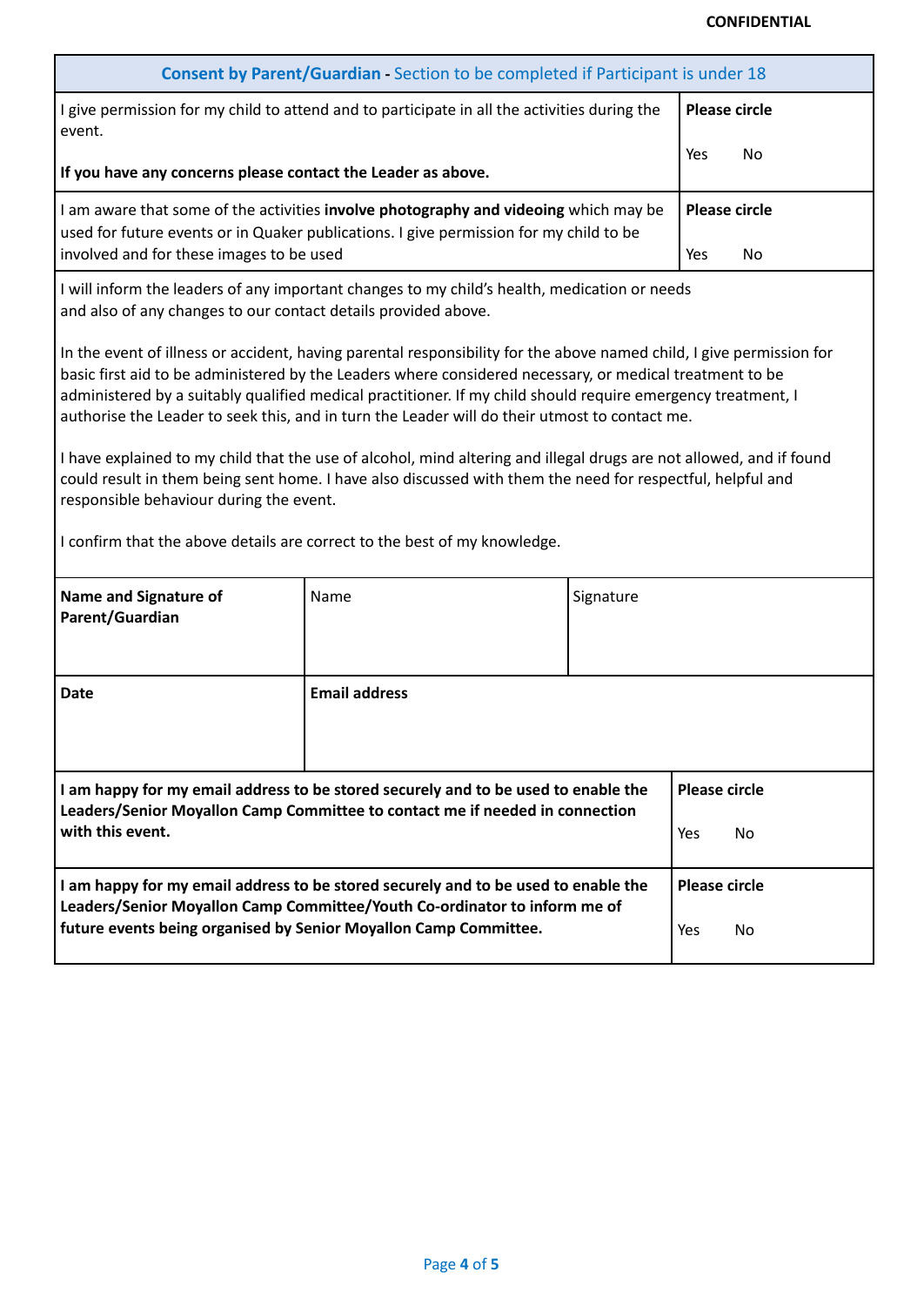CONFIDENTIAL

| **Consent by Parent/Guardian -** Section to be completed if Participant is under 18 | |
|---|---|
| I give permission for my child to attend and to participate in all the activities during the event.<br><br>**If you have any concerns please contact the Leader as above.** | **Please circle**<br><br>Yes No |
| I am aware that some of the activities **involve photography and videoing** which may be used for future events or in Quaker publications. I give permission for my child to be involved and for these images to be used | **Please circle**<br><br>Yes No |

I will inform the leaders of any important changes to my child's health, medication or needs and also of any changes to our contact details provided above.

In the event of illness or accident, having parental responsibility for the above named child, I give permission for basic first aid to be administered by the Leaders where considered necessary, or medical treatment to be administered by a suitably qualified medical practitioner. If my child should require emergency treatment, I authorise the Leader to seek this, and in turn the Leader will do their utmost to contact me.

I have explained to my child that the use of alcohol, mind altering and illegal drugs are not allowed, and if found could result in them being sent home. I have also discussed with them the need for respectful, helpful and responsible behaviour during the event.

I confirm that the above details are correct to the best of my knowledge.

| **Name and Signature of Parent/Guardian** | Name | Signature |
|---|---|---|
| **Date** | **Email address** | |

| | |
|---|---|
| **I am happy for my email address to be stored securely and to be used to enable the Leaders/Senior Moyallon Camp Committee to contact me if needed in connection with this event.** | **Please circle**<br><br>Yes No |
| **I am happy for my email address to be stored securely and to be used to enable the Leaders/Senior Moyallon Camp Committee/Youth Co-ordinator to inform me of future events being organised by Senior Moyallon Camp Committee.** | **Please circle**<br><br>Yes No |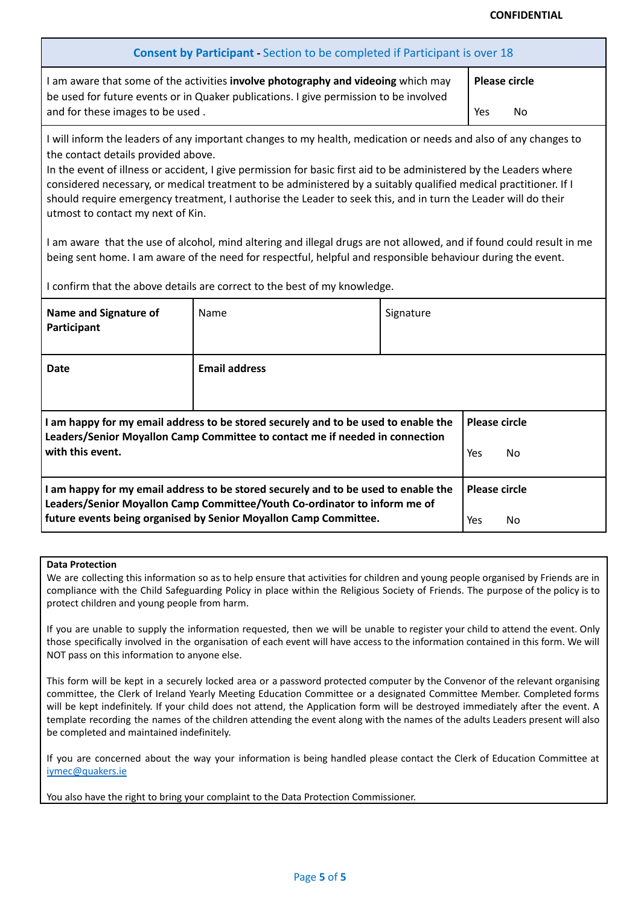CONFIDENTIAL

| **Consent by Participant** - Section to be completed if Participant is over 18 | |
|---|---|
| I am aware that some of the activities **involve photography and videoing** which may be used for future events or in Quaker publications. I give permission to be involved and for these images to be used . | **Please circle** Yes No |

I will inform the leaders of any important changes to my health, medication or needs and also of any changes to the contact details provided above.
In the event of illness or accident, I give permission for basic first aid to be administered by the Leaders where considered necessary, or medical treatment to be administered by a suitably qualified medical practitioner. If I should require emergency treatment, I authorise the Leader to seek this, and in turn the Leader will do their utmost to contact my next of Kin.

I am aware that the use of alcohol, mind altering and illegal drugs are not allowed, and if found could result in me being sent home. I am aware of the need for respectful, helpful and responsible behaviour during the event.

I confirm that the above details are correct to the best of my knowledge.

| | | |
|---|---|---|
| **Name and Signature of Participant** | Name | Signature |
| **Date** | **Email address** | |

| | |
|---|---|
| **I am happy for my email address to be stored securely and to be used to enable the Leaders/Senior Moyallon Camp Committee to contact me if needed in connection with this event.** | **Please circle** Yes No |
| **I am happy for my email address to be stored securely and to be used to enable the Leaders/Senior Moyallon Camp Committee/Youth Co-ordinator to inform me of future events being organised by Senior Moyallon Camp Committee.** | **Please circle** Yes No |

**Data Protection**

We are collecting this information so as to help ensure that activities for children and young people organised by Friends are in compliance with the Child Safeguarding Policy in place within the Religious Society of Friends. The purpose of the policy is to protect children and young people from harm.

If you are unable to supply the information requested, then we will be unable to register your child to attend the event. Only those specifically involved in the organisation of each event will have access to the information contained in this form. We will NOT pass on this information to anyone else.

This form will be kept in a securely locked area or a password protected computer by the Convenor of the relevant organising committee, the Clerk of Ireland Yearly Meeting Education Committee or a designated Committee Member. Completed forms will be kept indefinitely. If your child does not attend, the Application form will be destroyed immediately after the event. A template recording the names of the children attending the event along with the names of the adults Leaders present will also be completed and maintained indefinitely.

If you are concerned about the way your information is being handled please contact the Clerk of Education Committee at iymec@quakers.ie

You also have the right to bring your complaint to the Data Protection Commissioner.